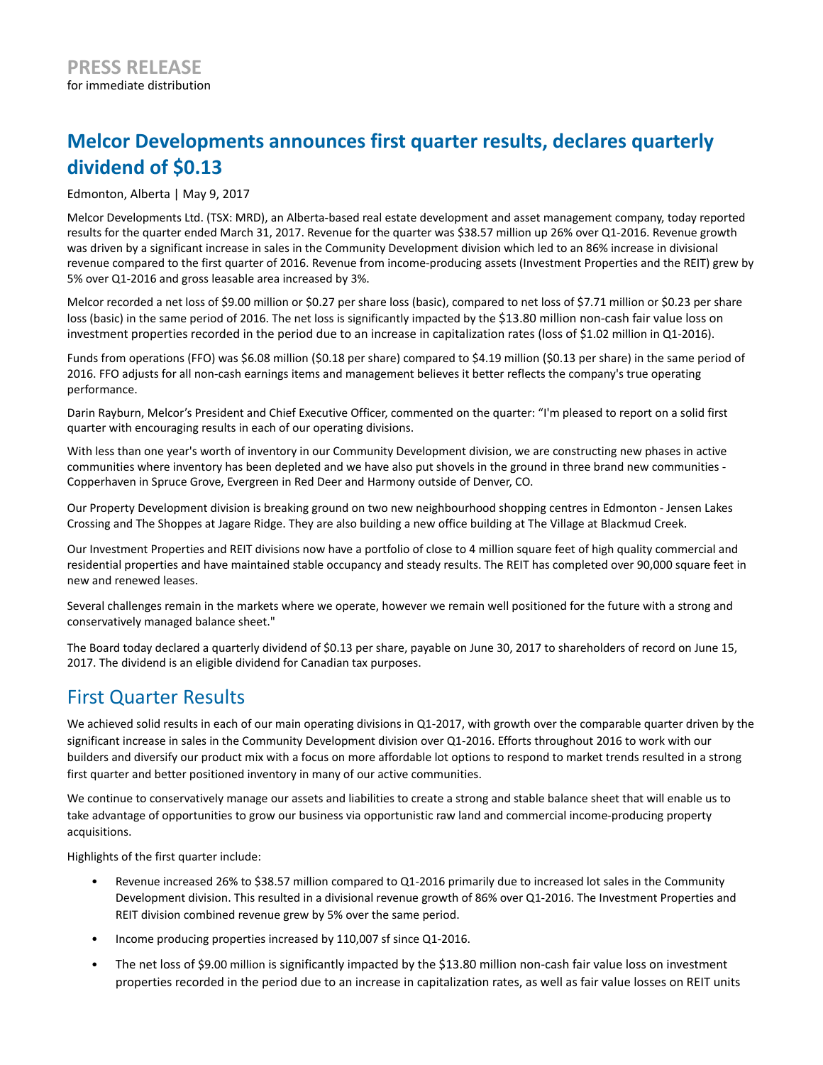**PRESS RELEASE**
for immediate distribution

# Melcor Developments announces first quarter results, declares quarterly dividend of $0.13

Edmonton, Alberta | May 9, 2017

Melcor Developments Ltd. (TSX: MRD), an Alberta-based real estate development and asset management company, today reported results for the quarter ended March 31, 2017. Revenue for the quarter was $38.57 million up 26% over Q1-2016. Revenue growth was driven by a significant increase in sales in the Community Development division which led to an 86% increase in divisional revenue compared to the first quarter of 2016. Revenue from income-producing assets (Investment Properties and the REIT) grew by 5% over Q1-2016 and gross leasable area increased by 3%.

Melcor recorded a net loss of $9.00 million or $0.27 per share loss (basic), compared to net loss of $7.71 million or $0.23 per share loss (basic) in the same period of 2016. The net loss is significantly impacted by the $13.80 million non-cash fair value loss on investment properties recorded in the period due to an increase in capitalization rates (loss of $1.02 million in Q1-2016).

Funds from operations (FFO) was $6.08 million ($0.18 per share) compared to $4.19 million ($0.13 per share) in the same period of 2016. FFO adjusts for all non-cash earnings items and management believes it better reflects the company's true operating performance.

Darin Rayburn, Melcor's President and Chief Executive Officer, commented on the quarter: "I'm pleased to report on a solid first quarter with encouraging results in each of our operating divisions.

With less than one year's worth of inventory in our Community Development division, we are constructing new phases in active communities where inventory has been depleted and we have also put shovels in the ground in three brand new communities - Copperhaven in Spruce Grove, Evergreen in Red Deer and Harmony outside of Denver, CO.

Our Property Development division is breaking ground on two new neighbourhood shopping centres in Edmonton - Jensen Lakes Crossing and The Shoppes at Jagare Ridge. They are also building a new office building at The Village at Blackmud Creek.

Our Investment Properties and REIT divisions now have a portfolio of close to 4 million square feet of high quality commercial and residential properties and have maintained stable occupancy and steady results. The REIT has completed over 90,000 square feet in new and renewed leases.

Several challenges remain in the markets where we operate, however we remain well positioned for the future with a strong and conservatively managed balance sheet."

The Board today declared a quarterly dividend of $0.13 per share, payable on June 30, 2017 to shareholders of record on June 15, 2017. The dividend is an eligible dividend for Canadian tax purposes.

## First Quarter Results

We achieved solid results in each of our main operating divisions in Q1-2017, with growth over the comparable quarter driven by the significant increase in sales in the Community Development division over Q1-2016. Efforts throughout 2016 to work with our builders and diversify our product mix with a focus on more affordable lot options to respond to market trends resulted in a strong first quarter and better positioned inventory in many of our active communities.

We continue to conservatively manage our assets and liabilities to create a strong and stable balance sheet that will enable us to take advantage of opportunities to grow our business via opportunistic raw land and commercial income-producing property acquisitions.

Highlights of the first quarter include:

- Revenue increased 26% to $38.57 million compared to Q1-2016 primarily due to increased lot sales in the Community Development division. This resulted in a divisional revenue growth of 86% over Q1-2016. The Investment Properties and REIT division combined revenue grew by 5% over the same period.
- Income producing properties increased by 110,007 sf since Q1-2016.
- The net loss of $9.00 million is significantly impacted by the $13.80 million non-cash fair value loss on investment properties recorded in the period due to an increase in capitalization rates, as well as fair value losses on REIT units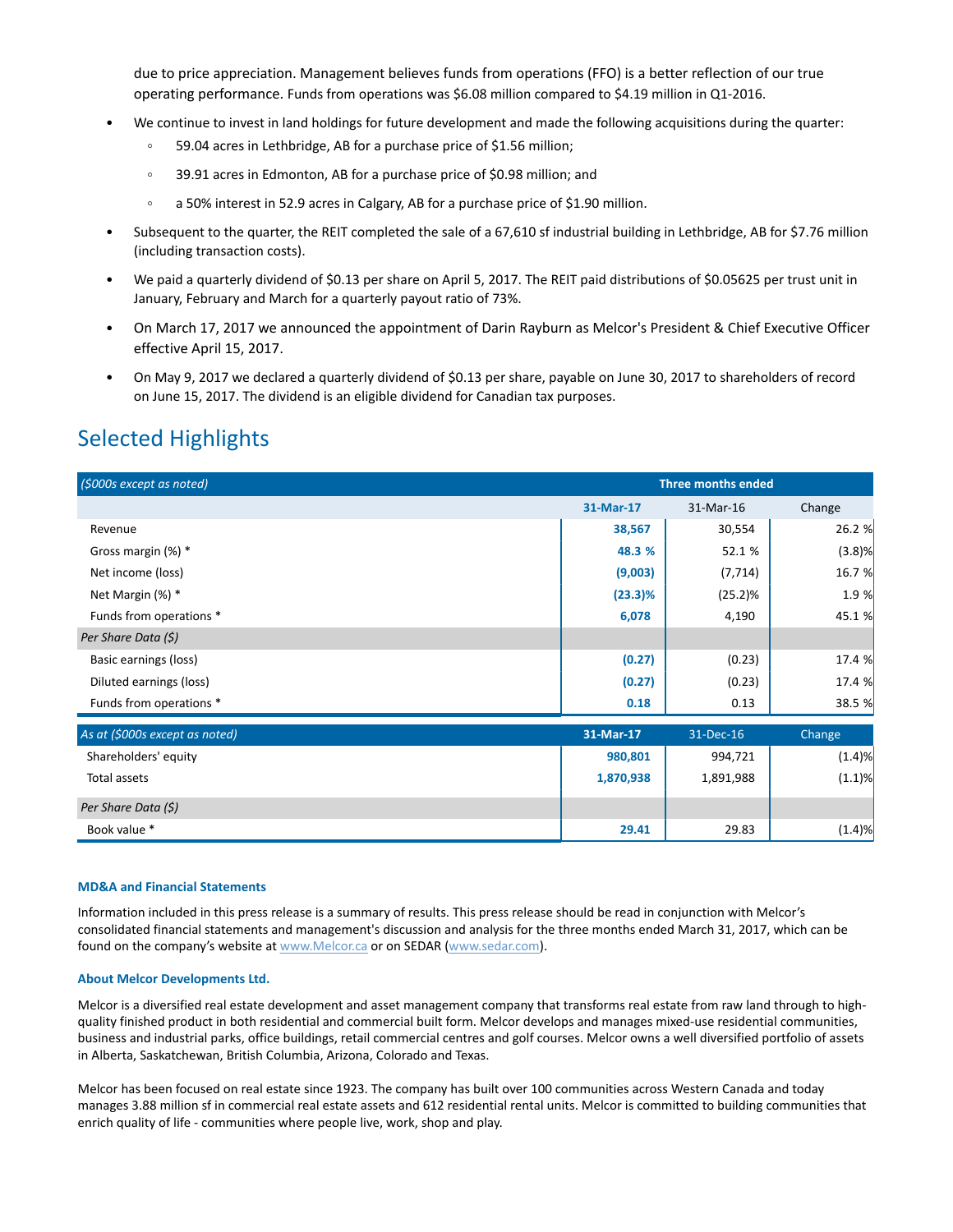due to price appreciation. Management believes funds from operations (FFO) is a better reflection of our true operating performance. Funds from operations was $6.08 million compared to $4.19 million in Q1-2016.

- We continue to invest in land holdings for future development and made the following acquisitions during the quarter:
  - 59.04 acres in Lethbridge, AB for a purchase price of $1.56 million;
  - 39.91 acres in Edmonton, AB for a purchase price of $0.98 million; and
  - a 50% interest in 52.9 acres in Calgary, AB for a purchase price of $1.90 million.
- Subsequent to the quarter, the REIT completed the sale of a 67,610 sf industrial building in Lethbridge, AB for $7.76 million (including transaction costs).
- We paid a quarterly dividend of $0.13 per share on April 5, 2017. The REIT paid distributions of $0.05625 per trust unit in January, February and March for a quarterly payout ratio of 73%.
- On March 17, 2017 we announced the appointment of Darin Rayburn as Melcor's President & Chief Executive Officer effective April 15, 2017.
- On May 9, 2017 we declared a quarterly dividend of $0.13 per share, payable on June 30, 2017 to shareholders of record on June 15, 2017. The dividend is an eligible dividend for Canadian tax purposes.

## Selected Highlights

| *($000s except as noted)* | Three months ended | | |
|---|---|---|---|
| | **31-Mar-17** | 31-Mar-16 | Change |
| Revenue | **38,567** | 30,554 | 26.2 % |
| Gross margin (%) * | **48.3 %** | 52.1 % | (3.8)% |
| Net income (loss) | **(9,003)** | (7,714) | 16.7 % |
| Net Margin (%) * | **(23.3)%** | (25.2)% | 1.9 % |
| Funds from operations * | **6,078** | 4,190 | 45.1 % |
| *Per Share Data ($)* | | | |
| Basic earnings (loss) | **(0.27)** | (0.23) | 17.4 % |
| Diluted earnings (loss) | **(0.27)** | (0.23) | 17.4 % |
| Funds from operations * | **0.18** | 0.13 | 38.5 % |

| *As at ($000s except as noted)* | **31-Mar-17** | 31-Dec-16 | Change |
|---|---|---|---|
| Shareholders' equity | **980,801** | 994,721 | (1.4)% |
| Total assets | **1,870,938** | 1,891,988 | (1.1)% |
| *Per Share Data ($)* | | | |
| Book value * | **29.41** | 29.83 | (1.4)% |

**MD&A and Financial Statements**

Information included in this press release is a summary of results. This press release should be read in conjunction with Melcor's consolidated financial statements and management's discussion and analysis for the three months ended March 31, 2017, which can be found on the company's website at www.Melcor.ca or on SEDAR (www.sedar.com).

**About Melcor Developments Ltd.**

Melcor is a diversified real estate development and asset management company that transforms real estate from raw land through to high-quality finished product in both residential and commercial built form. Melcor develops and manages mixed-use residential communities, business and industrial parks, office buildings, retail commercial centres and golf courses. Melcor owns a well diversified portfolio of assets in Alberta, Saskatchewan, British Columbia, Arizona, Colorado and Texas.

Melcor has been focused on real estate since 1923. The company has built over 100 communities across Western Canada and today manages 3.88 million sf in commercial real estate assets and 612 residential rental units. Melcor is committed to building communities that enrich quality of life - communities where people live, work, shop and play.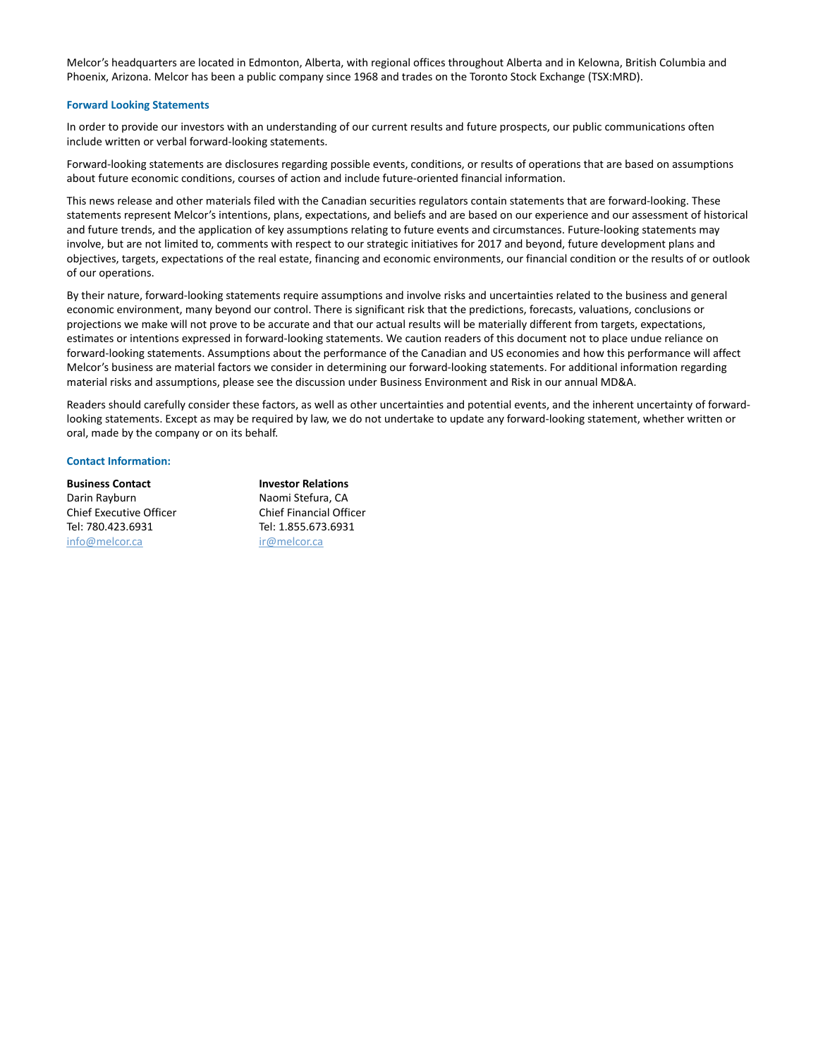Melcor's headquarters are located in Edmonton, Alberta, with regional offices throughout Alberta and in Kelowna, British Columbia and Phoenix, Arizona. Melcor has been a public company since 1968 and trades on the Toronto Stock Exchange (TSX:MRD).

### Forward Looking Statements

In order to provide our investors with an understanding of our current results and future prospects, our public communications often include written or verbal forward-looking statements.

Forward-looking statements are disclosures regarding possible events, conditions, or results of operations that are based on assumptions about future economic conditions, courses of action and include future-oriented financial information.

This news release and other materials filed with the Canadian securities regulators contain statements that are forward-looking. These statements represent Melcor's intentions, plans, expectations, and beliefs and are based on our experience and our assessment of historical and future trends, and the application of key assumptions relating to future events and circumstances. Future-looking statements may involve, but are not limited to, comments with respect to our strategic initiatives for 2017 and beyond, future development plans and objectives, targets, expectations of the real estate, financing and economic environments, our financial condition or the results of or outlook of our operations.

By their nature, forward-looking statements require assumptions and involve risks and uncertainties related to the business and general economic environment, many beyond our control. There is significant risk that the predictions, forecasts, valuations, conclusions or projections we make will not prove to be accurate and that our actual results will be materially different from targets, expectations, estimates or intentions expressed in forward-looking statements. We caution readers of this document not to place undue reliance on forward-looking statements. Assumptions about the performance of the Canadian and US economies and how this performance will affect Melcor's business are material factors we consider in determining our forward-looking statements. For additional information regarding material risks and assumptions, please see the discussion under Business Environment and Risk in our annual MD&A.

Readers should carefully consider these factors, as well as other uncertainties and potential events, and the inherent uncertainty of forward-looking statements. Except as may be required by law, we do not undertake to update any forward-looking statement, whether written or oral, made by the company or on its behalf.

### Contact Information:

**Business Contact**
Darin Rayburn
Chief Executive Officer
Tel: 780.423.6931
info@melcor.ca

**Investor Relations**
Naomi Stefura, CA
Chief Financial Officer
Tel: 1.855.673.6931
ir@melcor.ca